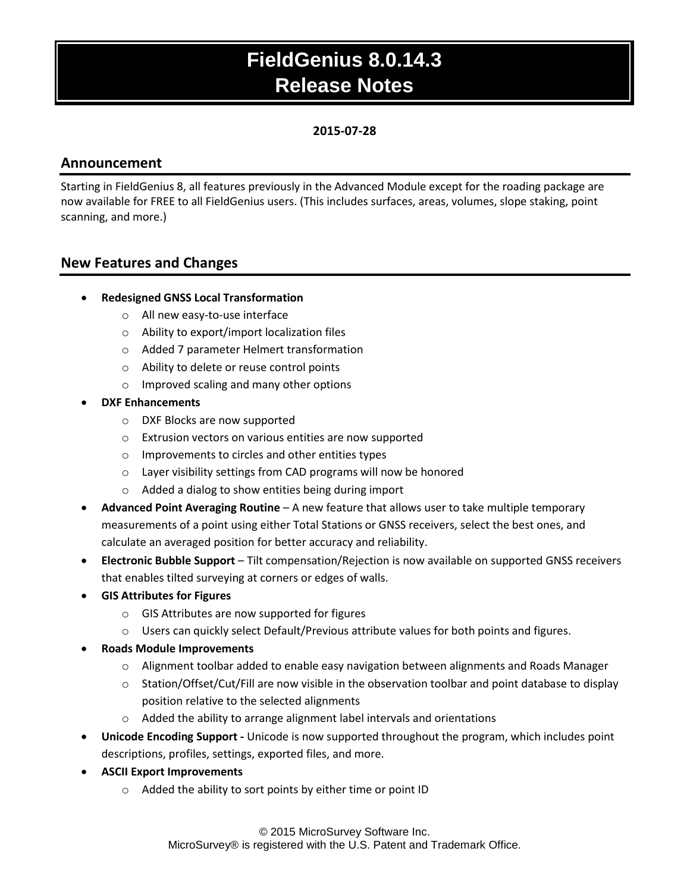# FieldGenius 8.0.14.3
# Release Notes

**2015-07-28**

## Announcement

Starting in FieldGenius 8, all features previously in the Advanced Module except for the roading package are now available for FREE to all FieldGenius users. (This includes surfaces, areas, volumes, slope staking, point scanning, and more.)

## New Features and Changes

- **Redesigned GNSS Local Transformation**
  - All new easy-to-use interface
  - Ability to export/import localization files
  - Added 7 parameter Helmert transformation
  - Ability to delete or reuse control points
  - Improved scaling and many other options
- **DXF Enhancements**
  - DXF Blocks are now supported
  - Extrusion vectors on various entities are now supported
  - Improvements to circles and other entities types
  - Layer visibility settings from CAD programs will now be honored
  - Added a dialog to show entities being during import
- **Advanced Point Averaging Routine** – A new feature that allows user to take multiple temporary measurements of a point using either Total Stations or GNSS receivers, select the best ones, and calculate an averaged position for better accuracy and reliability.
- **Electronic Bubble Support** – Tilt compensation/Rejection is now available on supported GNSS receivers that enables tilted surveying at corners or edges of walls.
- **GIS Attributes for Figures**
  - GIS Attributes are now supported for figures
  - Users can quickly select Default/Previous attribute values for both points and figures.
- **Roads Module Improvements**
  - Alignment toolbar added to enable easy navigation between alignments and Roads Manager
  - Station/Offset/Cut/Fill are now visible in the observation toolbar and point database to display position relative to the selected alignments
  - Added the ability to arrange alignment label intervals and orientations
- **Unicode Encoding Support -** Unicode is now supported throughout the program, which includes point descriptions, profiles, settings, exported files, and more.
- **ASCII Export Improvements**
  - Added the ability to sort points by either time or point ID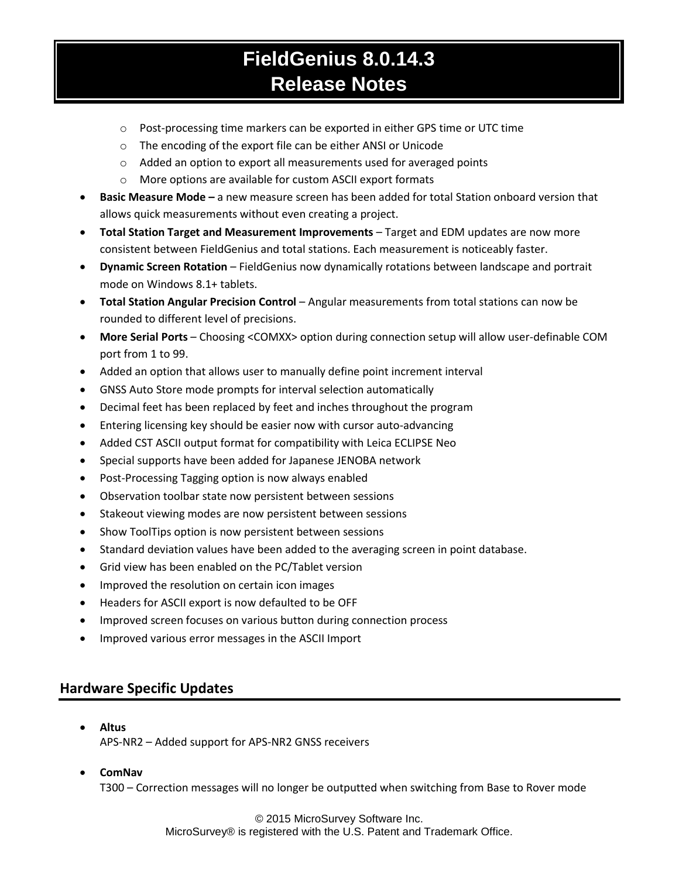- Post-processing time markers can be exported in either GPS time or UTC time
  - The encoding of the export file can be either ANSI or Unicode
  - Added an option to export all measurements used for averaged points
  - More options are available for custom ASCII export formats
- **Basic Measure Mode –** a new measure screen has been added for total Station onboard version that allows quick measurements without even creating a project.
- **Total Station Target and Measurement Improvements** – Target and EDM updates are now more consistent between FieldGenius and total stations. Each measurement is noticeably faster.
- **Dynamic Screen Rotation** – FieldGenius now dynamically rotations between landscape and portrait mode on Windows 8.1+ tablets.
- **Total Station Angular Precision Control** – Angular measurements from total stations can now be rounded to different level of precisions.
- **More Serial Ports** – Choosing <COMXX> option during connection setup will allow user-definable COM port from 1 to 99.
- Added an option that allows user to manually define point increment interval
- GNSS Auto Store mode prompts for interval selection automatically
- Decimal feet has been replaced by feet and inches throughout the program
- Entering licensing key should be easier now with cursor auto-advancing
- Added CST ASCII output format for compatibility with Leica ECLIPSE Neo
- Special supports have been added for Japanese JENOBA network
- Post-Processing Tagging option is now always enabled
- Observation toolbar state now persistent between sessions
- Stakeout viewing modes are now persistent between sessions
- Show ToolTips option is now persistent between sessions
- Standard deviation values have been added to the averaging screen in point database.
- Grid view has been enabled on the PC/Tablet version
- Improved the resolution on certain icon images
- Headers for ASCII export is now defaulted to be OFF
- Improved screen focuses on various button during connection process
- Improved various error messages in the ASCII Import

## Hardware Specific Updates

- **Altus**
  APS-NR2 – Added support for APS-NR2 GNSS receivers

- **ComNav**
  T300 – Correction messages will no longer be outputted when switching from Base to Rover mode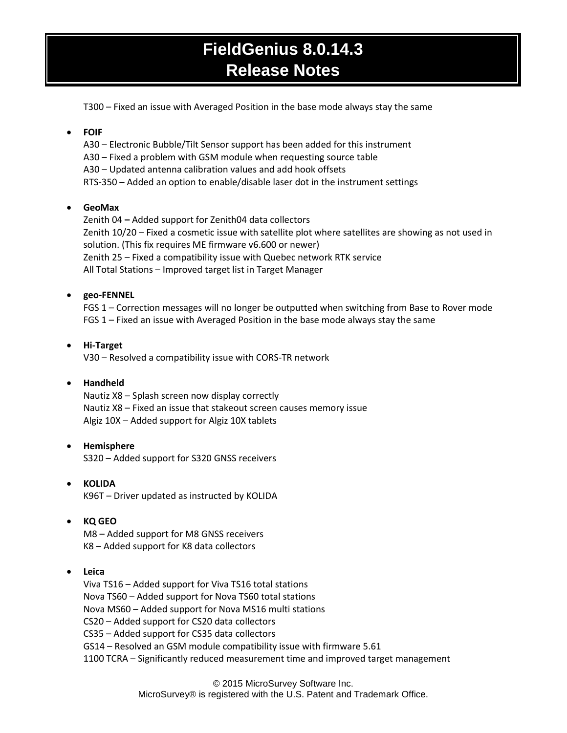T300 – Fixed an issue with Averaged Position in the base mode always stay the same

- **FOIF**
  A30 – Electronic Bubble/Tilt Sensor support has been added for this instrument
  A30 – Fixed a problem with GSM module when requesting source table
  A30 – Updated antenna calibration values and add hook offsets
  RTS-350 – Added an option to enable/disable laser dot in the instrument settings

- **GeoMax**
  Zenith 04 **–** Added support for Zenith04 data collectors
  Zenith 10/20 – Fixed a cosmetic issue with satellite plot where satellites are showing as not used in solution. (This fix requires ME firmware v6.600 or newer)
  Zenith 25 – Fixed a compatibility issue with Quebec network RTK service
  All Total Stations – Improved target list in Target Manager

- **geo-FENNEL**
  FGS 1 – Correction messages will no longer be outputted when switching from Base to Rover mode
  FGS 1 – Fixed an issue with Averaged Position in the base mode always stay the same

- **Hi-Target**
  V30 – Resolved a compatibility issue with CORS-TR network

- **Handheld**
  Nautiz X8 – Splash screen now display correctly
  Nautiz X8 – Fixed an issue that stakeout screen causes memory issue
  Algiz 10X – Added support for Algiz 10X tablets

- **Hemisphere**
  S320 – Added support for S320 GNSS receivers

- **KOLIDA**
  K96T – Driver updated as instructed by KOLIDA

- **KQ GEO**
  M8 – Added support for M8 GNSS receivers
  K8 – Added support for K8 data collectors

- **Leica**
  Viva TS16 – Added support for Viva TS16 total stations
  Nova TS60 – Added support for Nova TS60 total stations
  Nova MS60 – Added support for Nova MS16 multi stations
  CS20 – Added support for CS20 data collectors
  CS35 – Added support for CS35 data collectors
  GS14 – Resolved an GSM module compatibility issue with firmware 5.61
  1100 TCRA – Significantly reduced measurement time and improved target management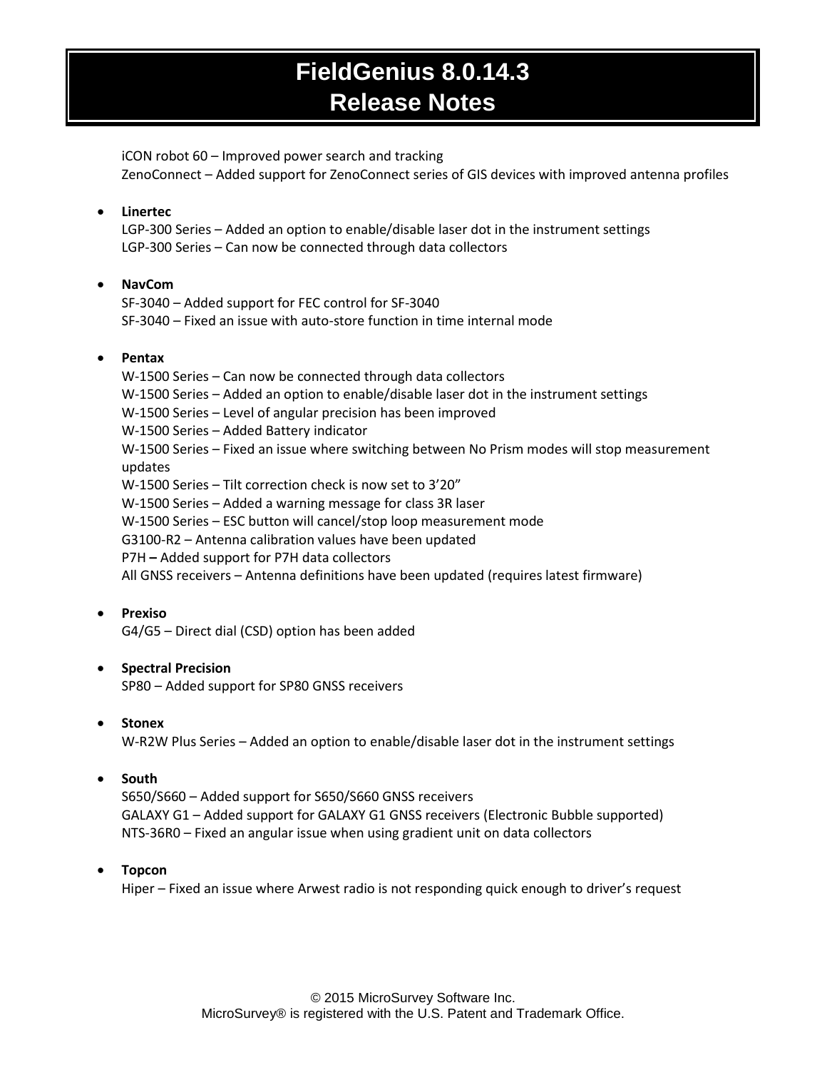iCON robot 60 – Improved power search and tracking
ZenoConnect – Added support for ZenoConnect series of GIS devices with improved antenna profiles

- **Linertec**
  LGP-300 Series – Added an option to enable/disable laser dot in the instrument settings
  LGP-300 Series – Can now be connected through data collectors

- **NavCom**
  SF-3040 – Added support for FEC control for SF-3040
  SF-3040 – Fixed an issue with auto-store function in time internal mode

- **Pentax**
  W-1500 Series – Can now be connected through data collectors
  W-1500 Series – Added an option to enable/disable laser dot in the instrument settings
  W-1500 Series – Level of angular precision has been improved
  W-1500 Series – Added Battery indicator
  W-1500 Series – Fixed an issue where switching between No Prism modes will stop measurement updates
  W-1500 Series – Tilt correction check is now set to 3'20"
  W-1500 Series – Added a warning message for class 3R laser
  W-1500 Series – ESC button will cancel/stop loop measurement mode
  G3100-R2 – Antenna calibration values have been updated
  P7H **–** Added support for P7H data collectors
  All GNSS receivers – Antenna definitions have been updated (requires latest firmware)

- **Prexiso**
  G4/G5 – Direct dial (CSD) option has been added

- **Spectral Precision**
  SP80 – Added support for SP80 GNSS receivers

- **Stonex**
  W-R2W Plus Series – Added an option to enable/disable laser dot in the instrument settings

- **South**
  S650/S660 – Added support for S650/S660 GNSS receivers
  GALAXY G1 – Added support for GALAXY G1 GNSS receivers (Electronic Bubble supported)
  NTS-36R0 – Fixed an angular issue when using gradient unit on data collectors

- **Topcon**
  Hiper – Fixed an issue where Arwest radio is not responding quick enough to driver's request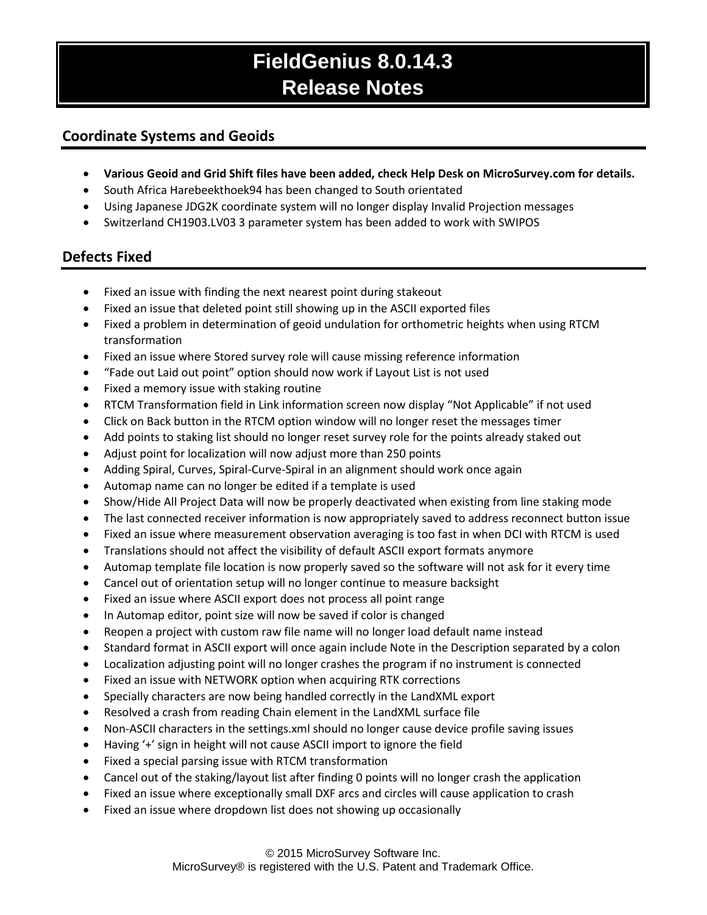# FieldGenius 8.0.14.3
# Release Notes

## Coordinate Systems and Geoids

- **Various Geoid and Grid Shift files have been added, check Help Desk on MicroSurvey.com for details.**
- South Africa Harebeekthoek94 has been changed to South orientated
- Using Japanese JDG2K coordinate system will no longer display Invalid Projection messages
- Switzerland CH1903.LV03 3 parameter system has been added to work with SWIPOS

## Defects Fixed

- Fixed an issue with finding the next nearest point during stakeout
- Fixed an issue that deleted point still showing up in the ASCII exported files
- Fixed a problem in determination of geoid undulation for orthometric heights when using RTCM transformation
- Fixed an issue where Stored survey role will cause missing reference information
- “Fade out Laid out point” option should now work if Layout List is not used
- Fixed a memory issue with staking routine
- RTCM Transformation field in Link information screen now display “Not Applicable” if not used
- Click on Back button in the RTCM option window will no longer reset the messages timer
- Add points to staking list should no longer reset survey role for the points already staked out
- Adjust point for localization will now adjust more than 250 points
- Adding Spiral, Curves, Spiral-Curve-Spiral in an alignment should work once again
- Automap name can no longer be edited if a template is used
- Show/Hide All Project Data will now be properly deactivated when existing from line staking mode
- The last connected receiver information is now appropriately saved to address reconnect button issue
- Fixed an issue where measurement observation averaging is too fast in when DCI with RTCM is used
- Translations should not affect the visibility of default ASCII export formats anymore
- Automap template file location is now properly saved so the software will not ask for it every time
- Cancel out of orientation setup will no longer continue to measure backsight
- Fixed an issue where ASCII export does not process all point range
- In Automap editor, point size will now be saved if color is changed
- Reopen a project with custom raw file name will no longer load default name instead
- Standard format in ASCII export will once again include Note in the Description separated by a colon
- Localization adjusting point will no longer crashes the program if no instrument is connected
- Fixed an issue with NETWORK option when acquiring RTK corrections
- Specially characters are now being handled correctly in the LandXML export
- Resolved a crash from reading Chain element in the LandXML surface file
- Non-ASCII characters in the settings.xml should no longer cause device profile saving issues
- Having ‘+’ sign in height will not cause ASCII import to ignore the field
- Fixed a special parsing issue with RTCM transformation
- Cancel out of the staking/layout list after finding 0 points will no longer crash the application
- Fixed an issue where exceptionally small DXF arcs and circles will cause application to crash
- Fixed an issue where dropdown list does not showing up occasionally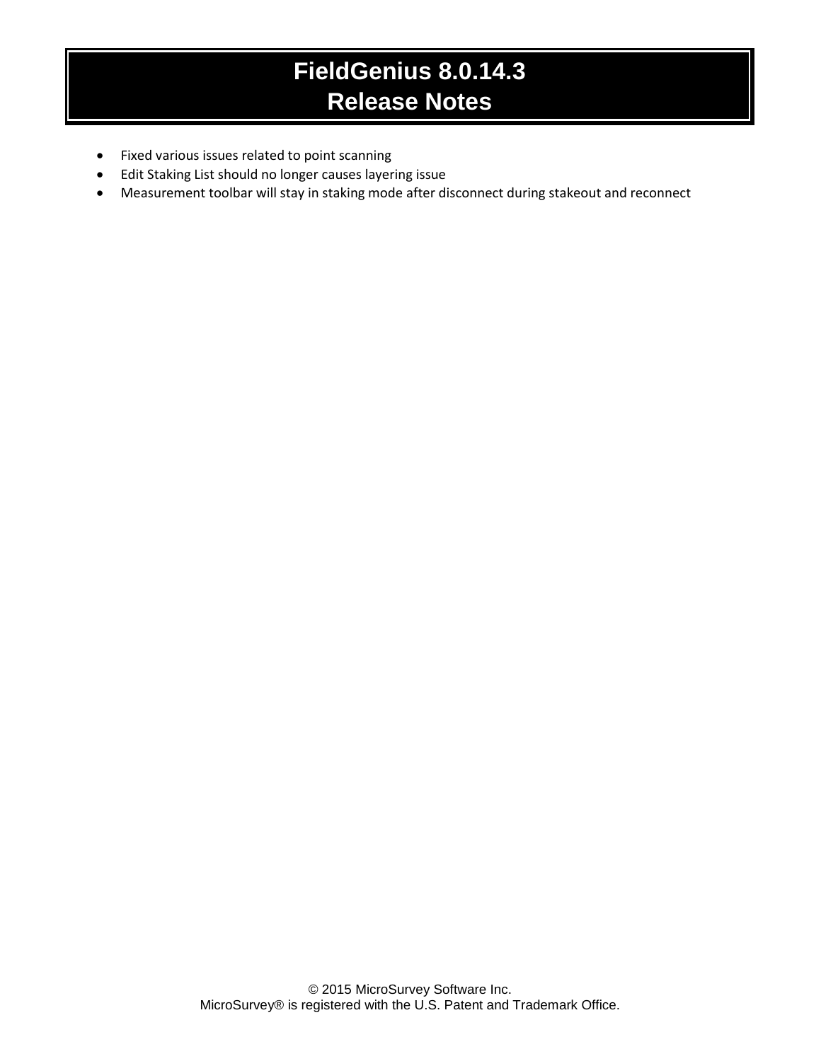# FieldGenius 8.0.14.3
# Release Notes

- Fixed various issues related to point scanning
- Edit Staking List should no longer causes layering issue
- Measurement toolbar will stay in staking mode after disconnect during stakeout and reconnect

© 2015 MicroSurvey Software Inc.
MicroSurvey® is registered with the U.S. Patent and Trademark Office.